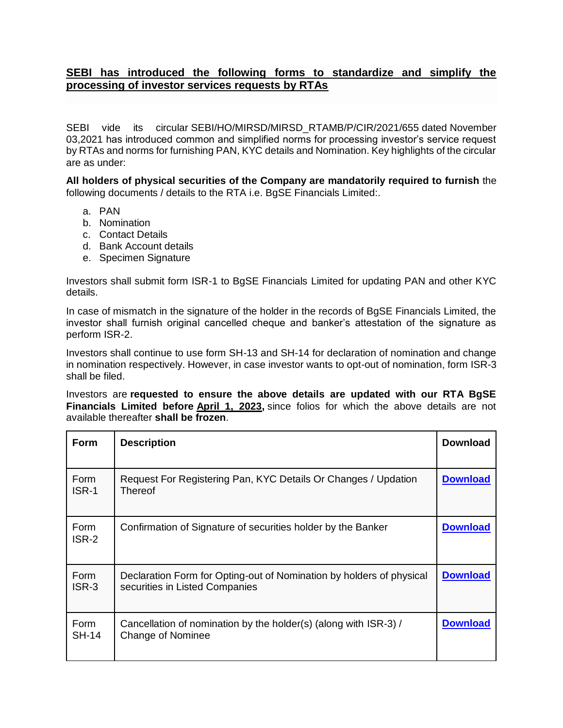## **SEBI has introduced the following forms to standardize and simplify the processing of investor services requests by RTAs**

SEBI vide its circular SEBI/HO/MIRSD/MIRSD_RTAMB/P/CIR/2021/655 dated November 03,2021 has introduced common and simplified norms for processing investor's service request by RTAs and norms for furnishing PAN, KYC details and Nomination. Key highlights of the circular are as under:

**All holders of physical securities of the Company are mandatorily required to furnish** the following documents / details to the RTA i.e. BgSE Financials Limited:.

a. PAN
b. Nomination
c. Contact Details
d. Bank Account details
e. Specimen Signature

Investors shall submit form ISR-1 to BgSE Financials Limited for updating PAN and other KYC details.

In case of mismatch in the signature of the holder in the records of BgSE Financials Limited, the investor shall furnish original cancelled cheque and banker's attestation of the signature as perform ISR-2.

Investors shall continue to use form SH-13 and SH-14 for declaration of nomination and change in nomination respectively. However, in case investor wants to opt-out of nomination, form ISR-3 shall be filed.

Investors are **requested to ensure the above details are updated with our RTA BgSE Financials Limited before April 1, 2023,** since folios for which the above details are not available thereafter **shall be frozen**.

| **Form** | **Description** | **Download** |
|---|---|---|
| Form ISR-1 | Request For Registering Pan, KYC Details Or Changes / Updation Thereof | **Download** |
| Form ISR-2 | Confirmation of Signature of securities holder by the Banker | **Download** |
| Form ISR-3 | Declaration Form for Opting-out of Nomination by holders of physical securities in Listed Companies | **Download** |
| Form SH-14 | Cancellation of nomination by the holder(s) (along with ISR-3) / Change of Nominee | **Download** |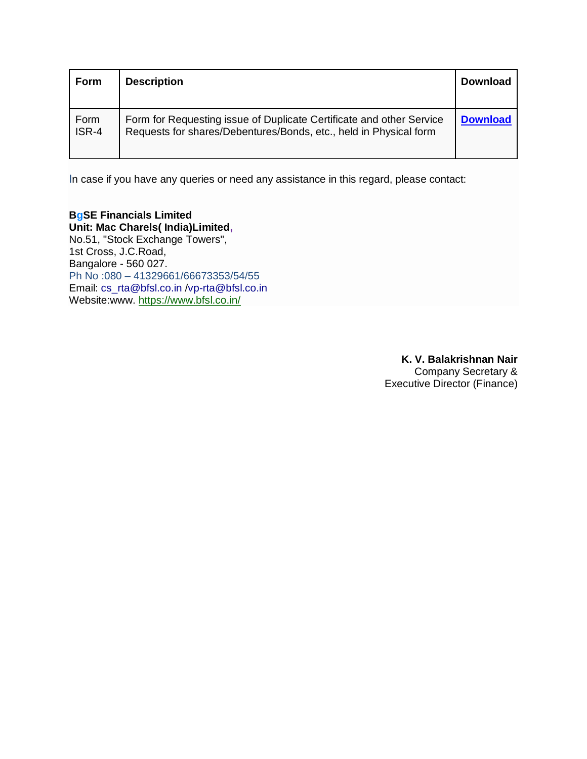| Form | Description | Download |
|---|---|---|
| Form ISR-4 | Form for Requesting issue of Duplicate Certificate and other Service Requests for shares/Debentures/Bonds, etc., held in Physical form | **Download** |

In case if you have any queries or need any assistance in this regard, please contact:

**BgSE Financials Limited**  
**Unit: Mac Charels( India)Limited,**  
No.51, "Stock Exchange Towers",  
1st Cross, J.C.Road,  
Bangalore - 560 027.  
Ph No :080 – 41329661/66673353/54/55  
Email: cs_rta@bfsl.co.in /vp-rta@bfsl.co.in  
Website:www. https://www.bfsl.co.in/

**K. V. Balakrishnan Nair**  
Company Secretary &  
Executive Director (Finance)